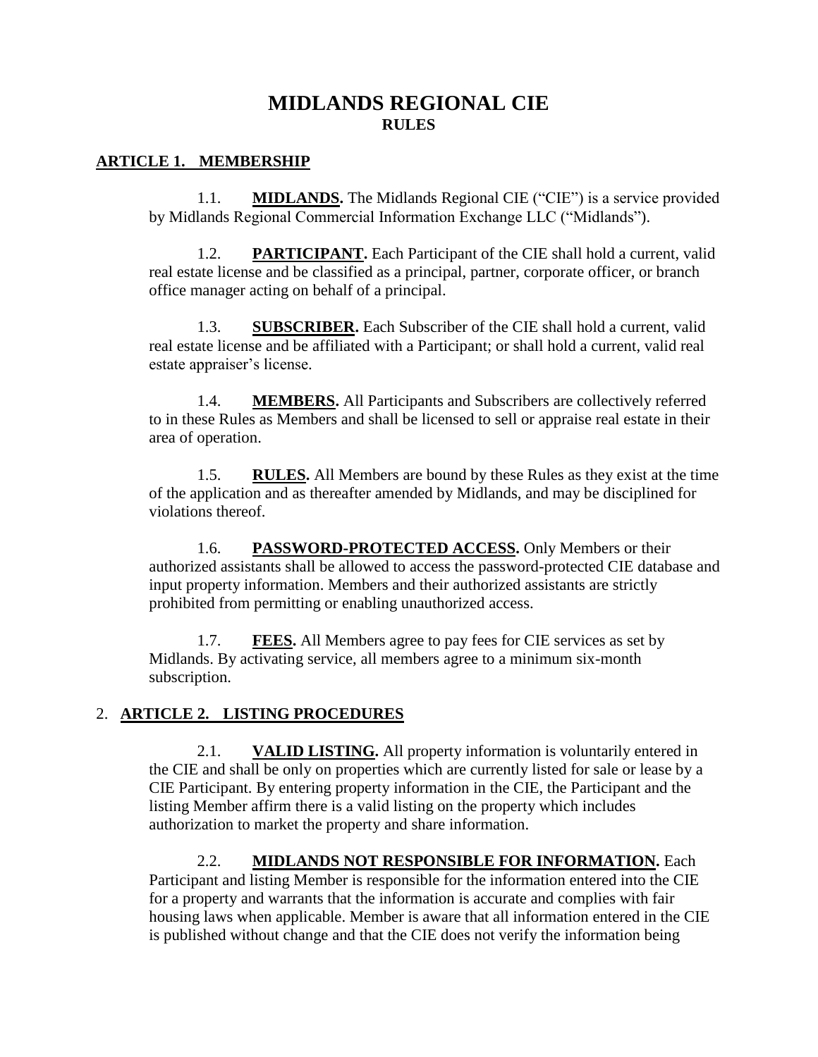# MIDLANDS REGIONAL CIE

## RULES

### ARTICLE 1. MEMBERSHIP

1.1. **MIDLANDS.** The Midlands Regional CIE ("CIE") is a service provided by Midlands Regional Commercial Information Exchange LLC ("Midlands").

1.2. **PARTICIPANT.** Each Participant of the CIE shall hold a current, valid real estate license and be classified as a principal, partner, corporate officer, or branch office manager acting on behalf of a principal.

1.3. **SUBSCRIBER.** Each Subscriber of the CIE shall hold a current, valid real estate license and be affiliated with a Participant; or shall hold a current, valid real estate appraiser's license.

1.4. **MEMBERS.** All Participants and Subscribers are collectively referred to in these Rules as Members and shall be licensed to sell or appraise real estate in their area of operation.

1.5. **RULES.** All Members are bound by these Rules as they exist at the time of the application and as thereafter amended by Midlands, and may be disciplined for violations thereof.

1.6. **PASSWORD-PROTECTED ACCESS.** Only Members or their authorized assistants shall be allowed to access the password-protected CIE database and input property information. Members and their authorized assistants are strictly prohibited from permitting or enabling unauthorized access.

1.7. **FEES.** All Members agree to pay fees for CIE services as set by Midlands. By activating service, all members agree to a minimum six-month subscription.

### 2. ARTICLE 2. LISTING PROCEDURES

2.1. **VALID LISTING.** All property information is voluntarily entered in the CIE and shall be only on properties which are currently listed for sale or lease by a CIE Participant. By entering property information in the CIE, the Participant and the listing Member affirm there is a valid listing on the property which includes authorization to market the property and share information.

2.2. **MIDLANDS NOT RESPONSIBLE FOR INFORMATION.** Each Participant and listing Member is responsible for the information entered into the CIE for a property and warrants that the information is accurate and complies with fair housing laws when applicable. Member is aware that all information entered in the CIE is published without change and that the CIE does not verify the information being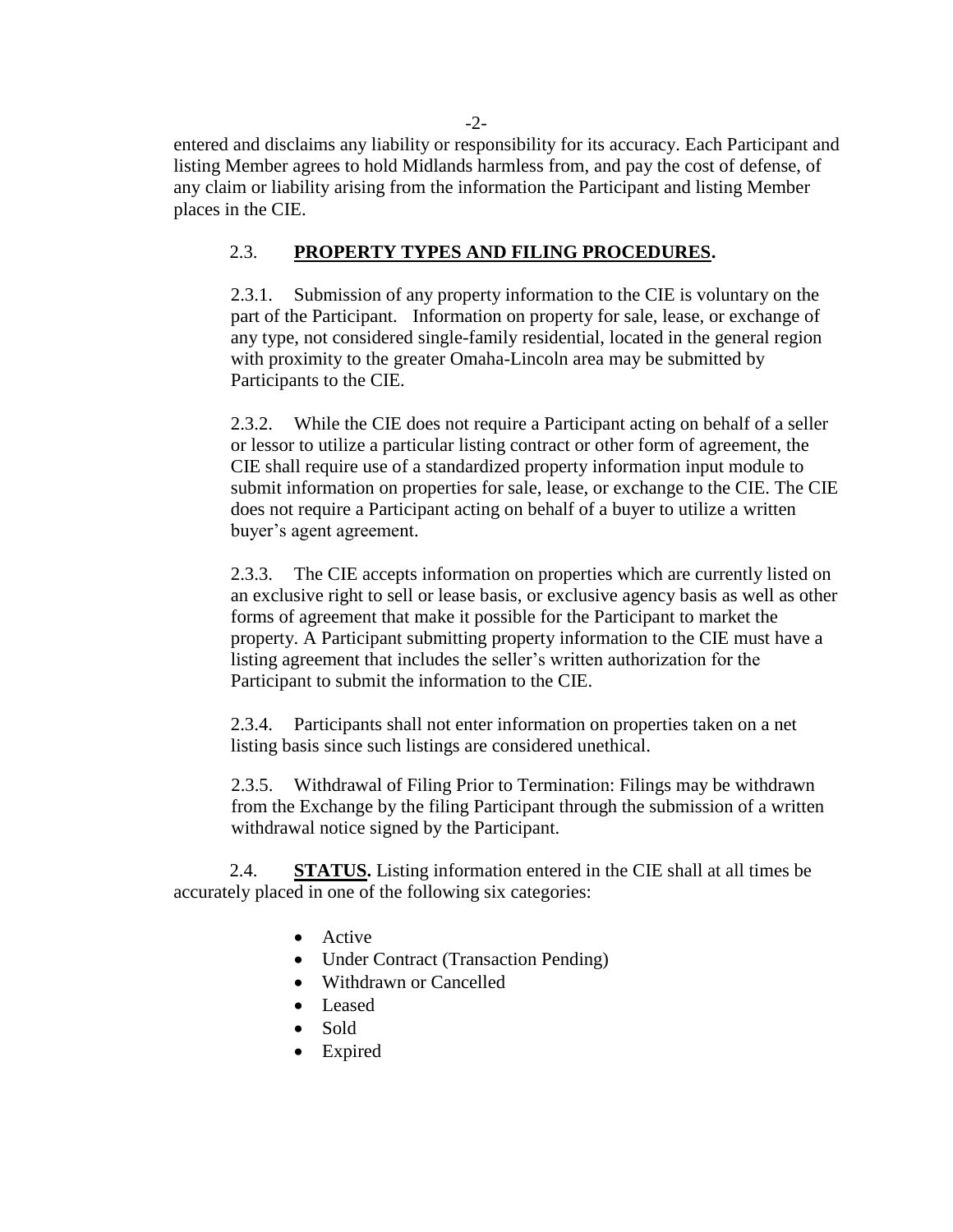entered and disclaims any liability or responsibility for its accuracy. Each Participant and listing Member agrees to hold Midlands harmless from, and pay the cost of defense, of any claim or liability arising from the information the Participant and listing Member places in the CIE.

2.3. **PROPERTY TYPES AND FILING PROCEDURES.**

2.3.1. Submission of any property information to the CIE is voluntary on the part of the Participant. Information on property for sale, lease, or exchange of any type, not considered single-family residential, located in the general region with proximity to the greater Omaha-Lincoln area may be submitted by Participants to the CIE.

2.3.2. While the CIE does not require a Participant acting on behalf of a seller or lessor to utilize a particular listing contract or other form of agreement, the CIE shall require use of a standardized property information input module to submit information on properties for sale, lease, or exchange to the CIE. The CIE does not require a Participant acting on behalf of a buyer to utilize a written buyer's agent agreement.

2.3.3. The CIE accepts information on properties which are currently listed on an exclusive right to sell or lease basis, or exclusive agency basis as well as other forms of agreement that make it possible for the Participant to market the property. A Participant submitting property information to the CIE must have a listing agreement that includes the seller's written authorization for the Participant to submit the information to the CIE.

2.3.4. Participants shall not enter information on properties taken on a net listing basis since such listings are considered unethical.

2.3.5. Withdrawal of Filing Prior to Termination: Filings may be withdrawn from the Exchange by the filing Participant through the submission of a written withdrawal notice signed by the Participant.

2.4. **STATUS.** Listing information entered in the CIE shall at all times be accurately placed in one of the following six categories:

- Active
- Under Contract (Transaction Pending)
- Withdrawn or Cancelled
- Leased
- Sold
- Expired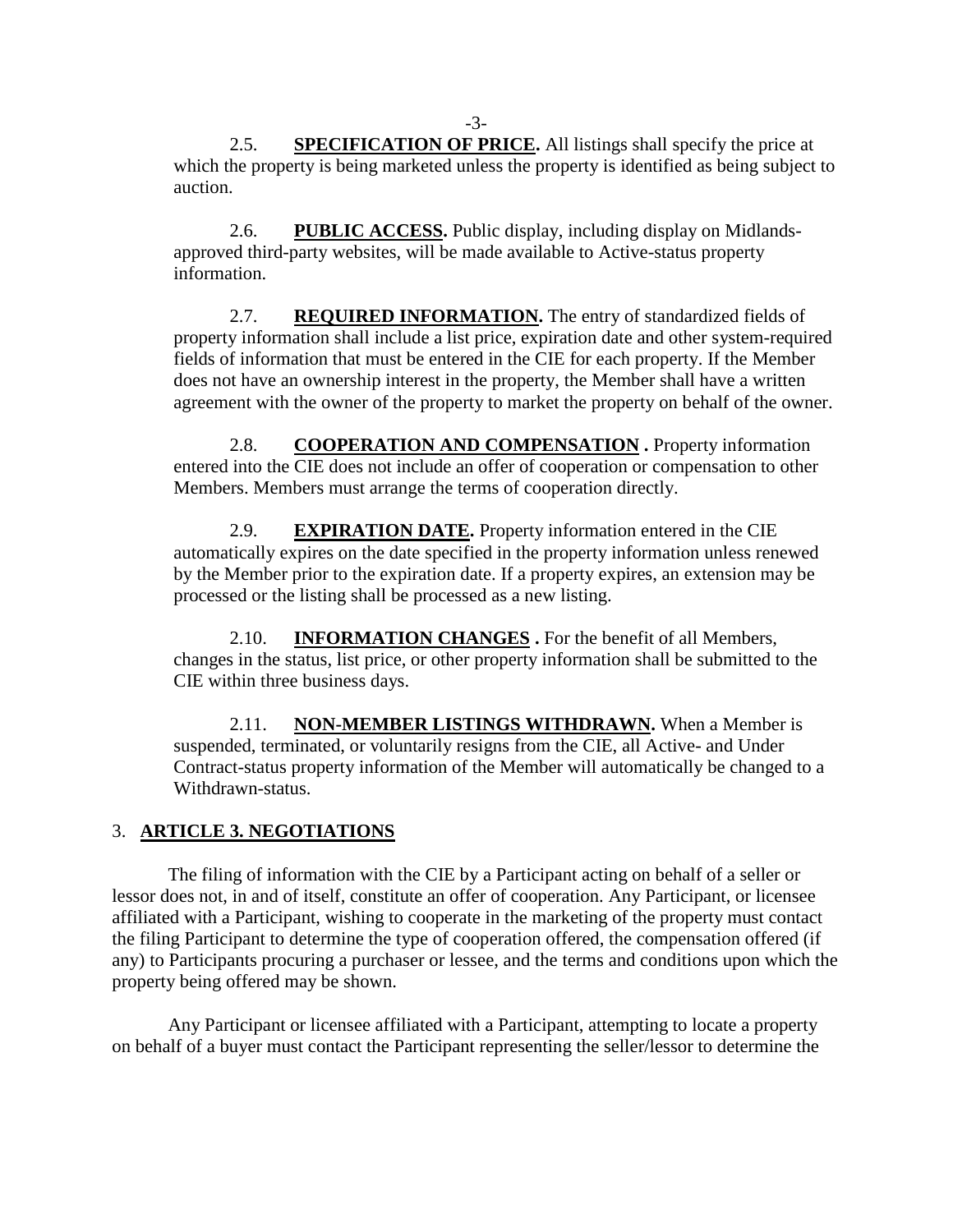2.5. **SPECIFICATION OF PRICE.** All listings shall specify the price at which the property is being marketed unless the property is identified as being subject to auction.

2.6. **PUBLIC ACCESS.** Public display, including display on Midlands-approved third-party websites, will be made available to Active-status property information.

2.7. **REQUIRED INFORMATION.** The entry of standardized fields of property information shall include a list price, expiration date and other system-required fields of information that must be entered in the CIE for each property. If the Member does not have an ownership interest in the property, the Member shall have a written agreement with the owner of the property to market the property on behalf of the owner.

2.8. **COOPERATION AND COMPENSATION .** Property information entered into the CIE does not include an offer of cooperation or compensation to other Members. Members must arrange the terms of cooperation directly.

2.9. **EXPIRATION DATE.** Property information entered in the CIE automatically expires on the date specified in the property information unless renewed by the Member prior to the expiration date. If a property expires, an extension may be processed or the listing shall be processed as a new listing.

2.10. **INFORMATION CHANGES .** For the benefit of all Members, changes in the status, list price, or other property information shall be submitted to the CIE within three business days.

2.11. **NON-MEMBER LISTINGS WITHDRAWN.** When a Member is suspended, terminated, or voluntarily resigns from the CIE, all Active- and Under Contract-status property information of the Member will automatically be changed to a Withdrawn-status.

## 3. ARTICLE 3. NEGOTIATIONS

The filing of information with the CIE by a Participant acting on behalf of a seller or lessor does not, in and of itself, constitute an offer of cooperation. Any Participant, or licensee affiliated with a Participant, wishing to cooperate in the marketing of the property must contact the filing Participant to determine the type of cooperation offered, the compensation offered (if any) to Participants procuring a purchaser or lessee, and the terms and conditions upon which the property being offered may be shown.

Any Participant or licensee affiliated with a Participant, attempting to locate a property on behalf of a buyer must contact the Participant representing the seller/lessor to determine the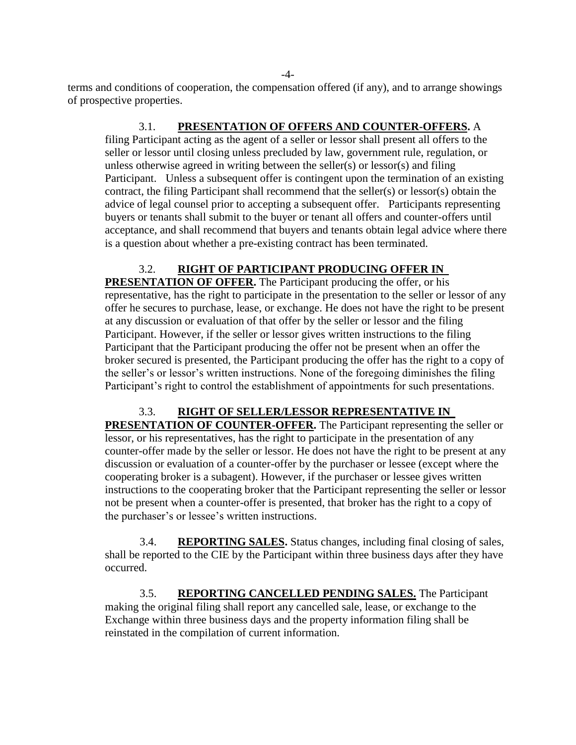terms and conditions of cooperation, the compensation offered (if any), and to arrange showings of prospective properties.

3.1. **PRESENTATION OF OFFERS AND COUNTER-OFFERS.** A filing Participant acting as the agent of a seller or lessor shall present all offers to the seller or lessor until closing unless precluded by law, government rule, regulation, or unless otherwise agreed in writing between the seller(s) or lessor(s) and filing Participant. Unless a subsequent offer is contingent upon the termination of an existing contract, the filing Participant shall recommend that the seller(s) or lessor(s) obtain the advice of legal counsel prior to accepting a subsequent offer. Participants representing buyers or tenants shall submit to the buyer or tenant all offers and counter-offers until acceptance, and shall recommend that buyers and tenants obtain legal advice where there is a question about whether a pre-existing contract has been terminated.

3.2. **RIGHT OF PARTICIPANT PRODUCING OFFER IN PRESENTATION OF OFFER.** The Participant producing the offer, or his representative, has the right to participate in the presentation to the seller or lessor of any offer he secures to purchase, lease, or exchange. He does not have the right to be present at any discussion or evaluation of that offer by the seller or lessor and the filing Participant. However, if the seller or lessor gives written instructions to the filing Participant that the Participant producing the offer not be present when an offer the broker secured is presented, the Participant producing the offer has the right to a copy of the seller's or lessor's written instructions. None of the foregoing diminishes the filing Participant's right to control the establishment of appointments for such presentations.

3.3. **RIGHT OF SELLER/LESSOR REPRESENTATIVE IN PRESENTATION OF COUNTER-OFFER.** The Participant representing the seller or lessor, or his representatives, has the right to participate in the presentation of any counter-offer made by the seller or lessor. He does not have the right to be present at any discussion or evaluation of a counter-offer by the purchaser or lessee (except where the cooperating broker is a subagent). However, if the purchaser or lessee gives written instructions to the cooperating broker that the Participant representing the seller or lessor not be present when a counter-offer is presented, that broker has the right to a copy of the purchaser's or lessee's written instructions.

3.4. **REPORTING SALES.** Status changes, including final closing of sales, shall be reported to the CIE by the Participant within three business days after they have occurred.

3.5. **REPORTING CANCELLED PENDING SALES.** The Participant making the original filing shall report any cancelled sale, lease, or exchange to the Exchange within three business days and the property information filing shall be reinstated in the compilation of current information.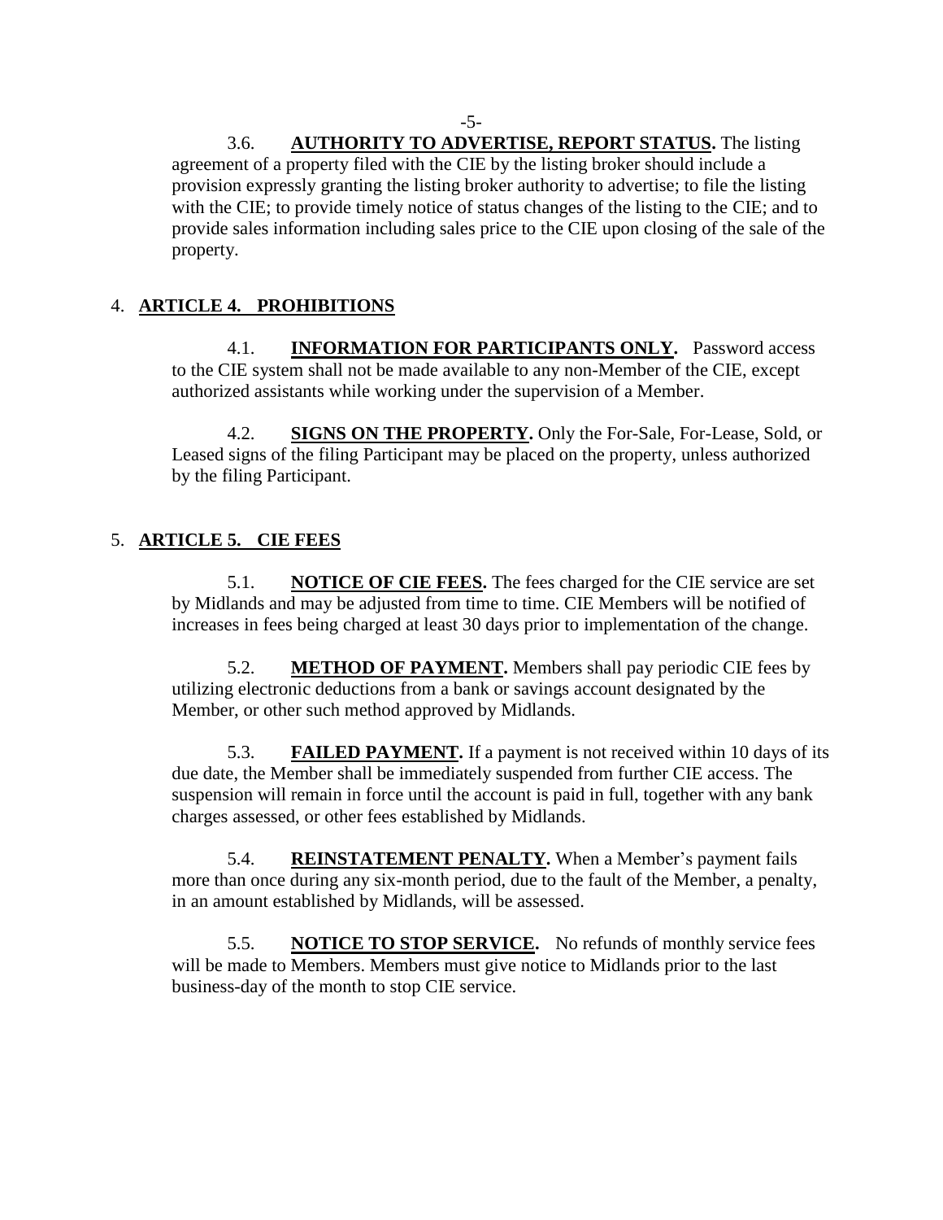3.6. **AUTHORITY TO ADVERTISE, REPORT STATUS.** The listing agreement of a property filed with the CIE by the listing broker should include a provision expressly granting the listing broker authority to advertise; to file the listing with the CIE; to provide timely notice of status changes of the listing to the CIE; and to provide sales information including sales price to the CIE upon closing of the sale of the property.

## 4. ARTICLE 4. PROHIBITIONS

4.1. **INFORMATION FOR PARTICIPANTS ONLY.** Password access to the CIE system shall not be made available to any non-Member of the CIE, except authorized assistants while working under the supervision of a Member.

4.2. **SIGNS ON THE PROPERTY.** Only the For-Sale, For-Lease, Sold, or Leased signs of the filing Participant may be placed on the property, unless authorized by the filing Participant.

## 5. ARTICLE 5. CIE FEES

5.1. **NOTICE OF CIE FEES.** The fees charged for the CIE service are set by Midlands and may be adjusted from time to time. CIE Members will be notified of increases in fees being charged at least 30 days prior to implementation of the change.

5.2. **METHOD OF PAYMENT.** Members shall pay periodic CIE fees by utilizing electronic deductions from a bank or savings account designated by the Member, or other such method approved by Midlands.

5.3. **FAILED PAYMENT.** If a payment is not received within 10 days of its due date, the Member shall be immediately suspended from further CIE access. The suspension will remain in force until the account is paid in full, together with any bank charges assessed, or other fees established by Midlands.

5.4. **REINSTATEMENT PENALTY.** When a Member's payment fails more than once during any six-month period, due to the fault of the Member, a penalty, in an amount established by Midlands, will be assessed.

5.5. **NOTICE TO STOP SERVICE.** No refunds of monthly service fees will be made to Members. Members must give notice to Midlands prior to the last business-day of the month to stop CIE service.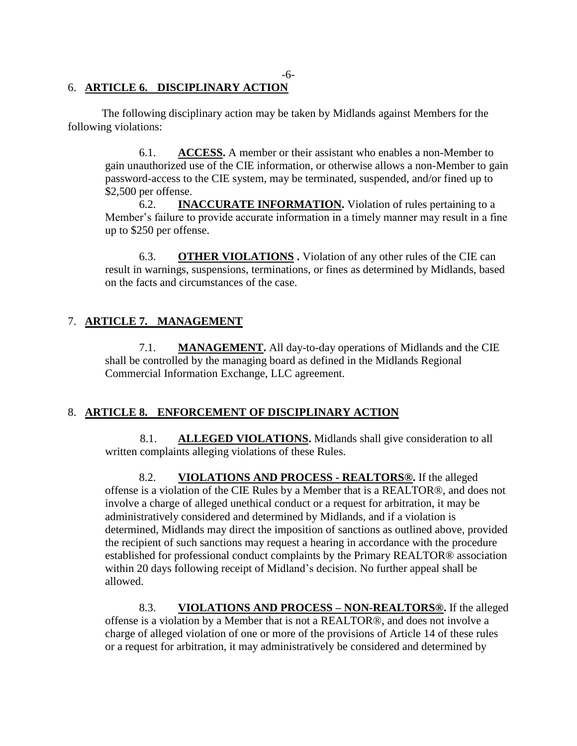## 6. **ARTICLE 6. DISCIPLINARY ACTION**

The following disciplinary action may be taken by Midlands against Members for the following violations:

6.1. **ACCESS.** A member or their assistant who enables a non-Member to gain unauthorized use of the CIE information, or otherwise allows a non-Member to gain password-access to the CIE system, may be terminated, suspended, and/or fined up to $2,500 per offense.

6.2. **INACCURATE INFORMATION.** Violation of rules pertaining to a Member's failure to provide accurate information in a timely manner may result in a fine up to $250 per offense.

6.3. **OTHER VIOLATIONS .** Violation of any other rules of the CIE can result in warnings, suspensions, terminations, or fines as determined by Midlands, based on the facts and circumstances of the case.

## 7. **ARTICLE 7. MANAGEMENT**

7.1. **MANAGEMENT.** All day-to-day operations of Midlands and the CIE shall be controlled by the managing board as defined in the Midlands Regional Commercial Information Exchange, LLC agreement.

## 8. **ARTICLE 8. ENFORCEMENT OF DISCIPLINARY ACTION**

8.1. **ALLEGED VIOLATIONS.** Midlands shall give consideration to all written complaints alleging violations of these Rules.

8.2. **VIOLATIONS AND PROCESS - REALTORS®.** If the alleged offense is a violation of the CIE Rules by a Member that is a REALTOR®, and does not involve a charge of alleged unethical conduct or a request for arbitration, it may be administratively considered and determined by Midlands, and if a violation is determined, Midlands may direct the imposition of sanctions as outlined above, provided the recipient of such sanctions may request a hearing in accordance with the procedure established for professional conduct complaints by the Primary REALTOR® association within 20 days following receipt of Midland's decision. No further appeal shall be allowed.

8.3. **VIOLATIONS AND PROCESS – NON-REALTORS®.** If the alleged offense is a violation by a Member that is not a REALTOR®, and does not involve a charge of alleged violation of one or more of the provisions of Article 14 of these rules or a request for arbitration, it may administratively be considered and determined by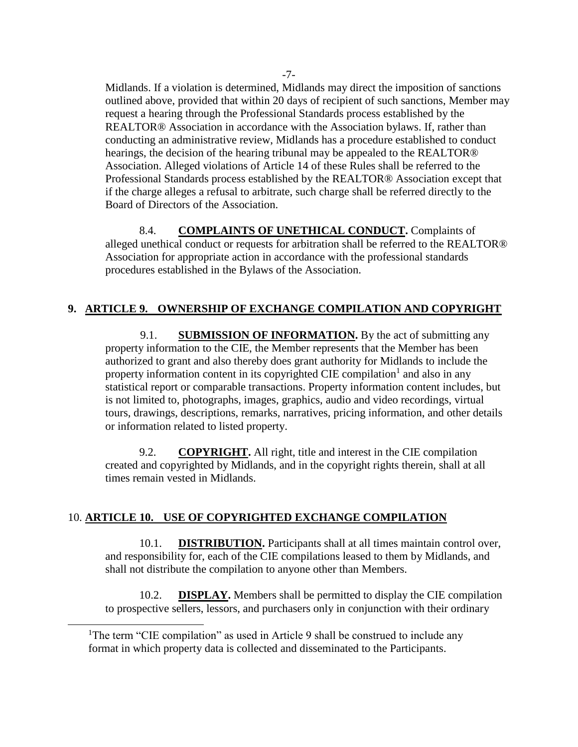Midlands. If a violation is determined, Midlands may direct the imposition of sanctions outlined above, provided that within 20 days of recipient of such sanctions, Member may request a hearing through the Professional Standards process established by the REALTOR® Association in accordance with the Association bylaws. If, rather than conducting an administrative review, Midlands has a procedure established to conduct hearings, the decision of the hearing tribunal may be appealed to the REALTOR® Association. Alleged violations of Article 14 of these Rules shall be referred to the Professional Standards process established by the REALTOR® Association except that if the charge alleges a refusal to arbitrate, such charge shall be referred directly to the Board of Directors of the Association.

8.4. **COMPLAINTS OF UNETHICAL CONDUCT.** Complaints of alleged unethical conduct or requests for arbitration shall be referred to the REALTOR® Association for appropriate action in accordance with the professional standards procedures established in the Bylaws of the Association.

## 9. ARTICLE 9. OWNERSHIP OF EXCHANGE COMPILATION AND COPYRIGHT

9.1. **SUBMISSION OF INFORMATION.** By the act of submitting any property information to the CIE, the Member represents that the Member has been authorized to grant and also thereby does grant authority for Midlands to include the property information content in its copyrighted CIE compilation[1] and also in any statistical report or comparable transactions. Property information content includes, but is not limited to, photographs, images, graphics, audio and video recordings, virtual tours, drawings, descriptions, remarks, narratives, pricing information, and other details or information related to listed property.

9.2. **COPYRIGHT.** All right, title and interest in the CIE compilation created and copyrighted by Midlands, and in the copyright rights therein, shall at all times remain vested in Midlands.

## 10. ARTICLE 10. USE OF COPYRIGHTED EXCHANGE COMPILATION

10.1. **DISTRIBUTION.** Participants shall at all times maintain control over, and responsibility for, each of the CIE compilations leased to them by Midlands, and shall not distribute the compilation to anyone other than Members.

10.2. **DISPLAY.** Members shall be permitted to display the CIE compilation to prospective sellers, lessors, and purchasers only in conjunction with their ordinary

[1] The term "CIE compilation" as used in Article 9 shall be construed to include any format in which property data is collected and disseminated to the Participants.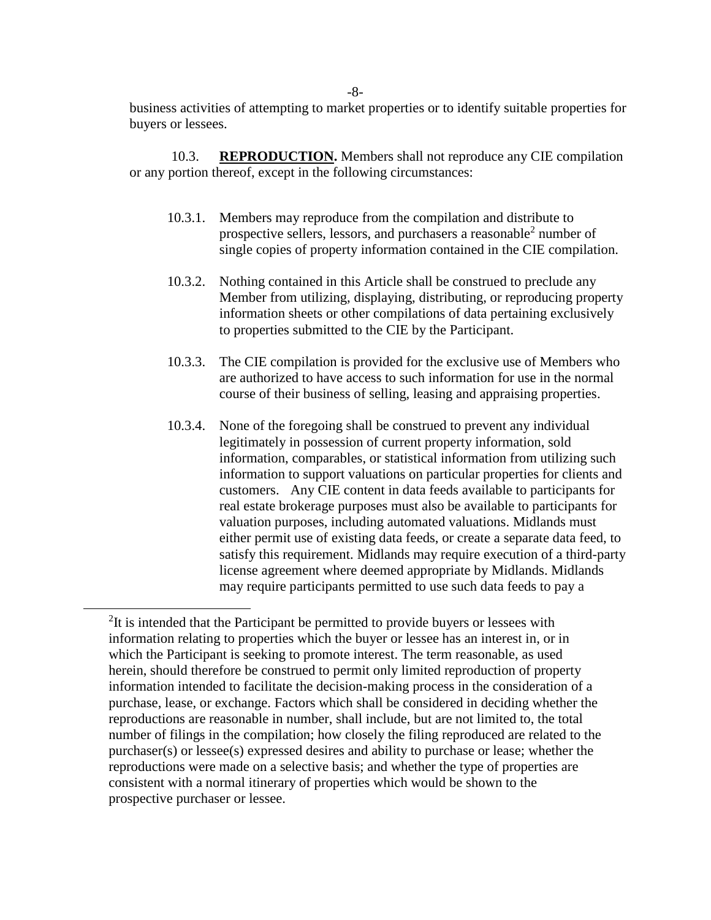business activities of attempting to market properties or to identify suitable properties for buyers or lessees.

10.3. **REPRODUCTION.** Members shall not reproduce any CIE compilation or any portion thereof, except in the following circumstances:

10.3.1. Members may reproduce from the compilation and distribute to prospective sellers, lessors, and purchasers a reasonable[2] number of single copies of property information contained in the CIE compilation.

10.3.2. Nothing contained in this Article shall be construed to preclude any Member from utilizing, displaying, distributing, or reproducing property information sheets or other compilations of data pertaining exclusively to properties submitted to the CIE by the Participant.

10.3.3. The CIE compilation is provided for the exclusive use of Members who are authorized to have access to such information for use in the normal course of their business of selling, leasing and appraising properties.

10.3.4. None of the foregoing shall be construed to prevent any individual legitimately in possession of current property information, sold information, comparables, or statistical information from utilizing such information to support valuations on particular properties for clients and customers. Any CIE content in data feeds available to participants for real estate brokerage purposes must also be available to participants for valuation purposes, including automated valuations. Midlands must either permit use of existing data feeds, or create a separate data feed, to satisfy this requirement. Midlands may require execution of a third-party license agreement where deemed appropriate by Midlands. Midlands may require participants permitted to use such data feeds to pay a

[2] It is intended that the Participant be permitted to provide buyers or lessees with information relating to properties which the buyer or lessee has an interest in, or in which the Participant is seeking to promote interest. The term reasonable, as used herein, should therefore be construed to permit only limited reproduction of property information intended to facilitate the decision-making process in the consideration of a purchase, lease, or exchange. Factors which shall be considered in deciding whether the reproductions are reasonable in number, shall include, but are not limited to, the total number of filings in the compilation; how closely the filing reproduced are related to the purchaser(s) or lessee(s) expressed desires and ability to purchase or lease; whether the reproductions were made on a selective basis; and whether the type of properties are consistent with a normal itinerary of properties which would be shown to the prospective purchaser or lessee.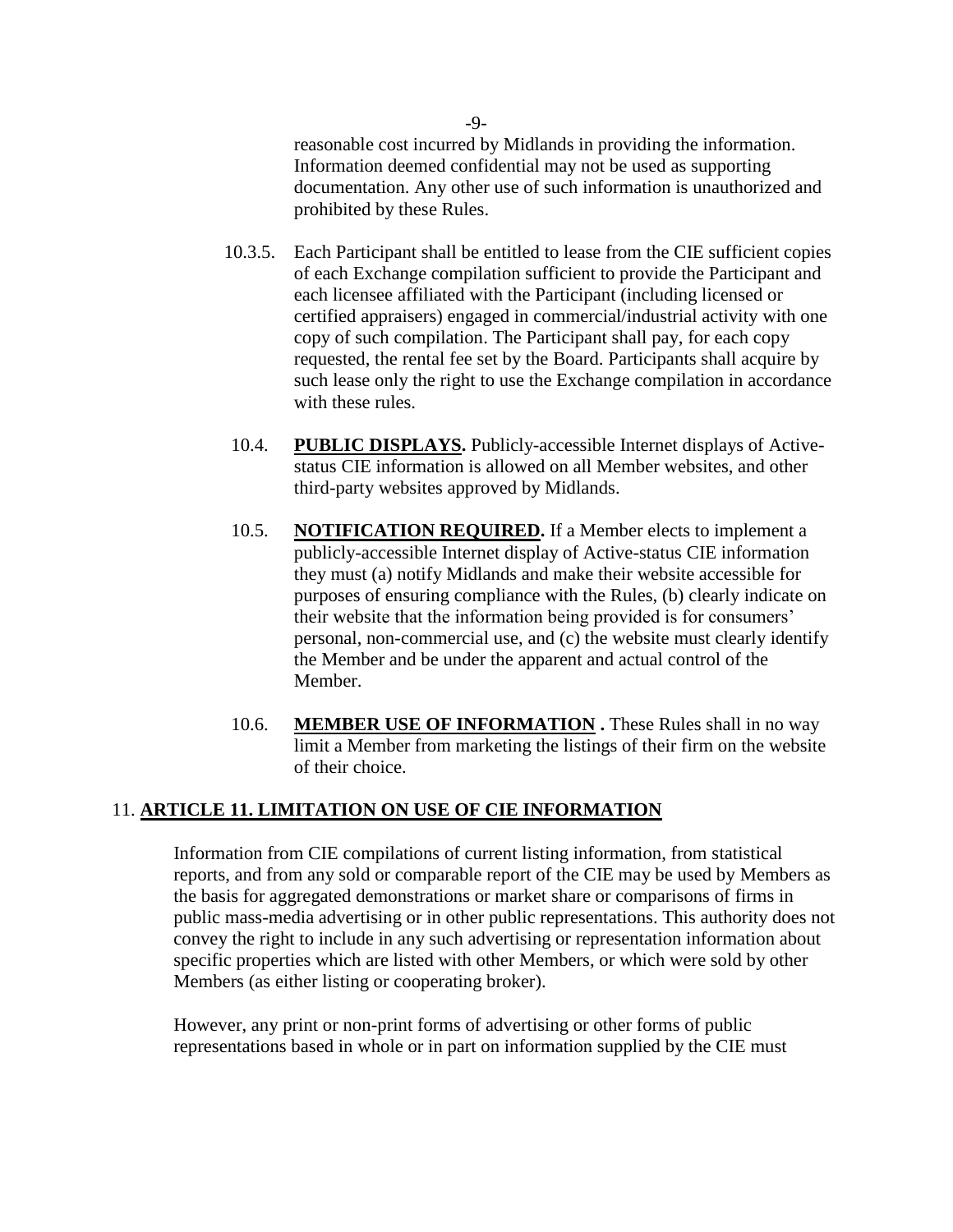reasonable cost incurred by Midlands in providing the information. Information deemed confidential may not be used as supporting documentation. Any other use of such information is unauthorized and prohibited by these Rules.

10.3.5. Each Participant shall be entitled to lease from the CIE sufficient copies of each Exchange compilation sufficient to provide the Participant and each licensee affiliated with the Participant (including licensed or certified appraisers) engaged in commercial/industrial activity with one copy of such compilation. The Participant shall pay, for each copy requested, the rental fee set by the Board. Participants shall acquire by such lease only the right to use the Exchange compilation in accordance with these rules.

10.4. **PUBLIC DISPLAYS.** Publicly-accessible Internet displays of Active-status CIE information is allowed on all Member websites, and other third-party websites approved by Midlands.

10.5. **NOTIFICATION REQUIRED.** If a Member elects to implement a publicly-accessible Internet display of Active-status CIE information they must (a) notify Midlands and make their website accessible for purposes of ensuring compliance with the Rules, (b) clearly indicate on their website that the information being provided is for consumers' personal, non-commercial use, and (c) the website must clearly identify the Member and be under the apparent and actual control of the Member.

10.6. **MEMBER USE OF INFORMATION .** These Rules shall in no way limit a Member from marketing the listings of their firm on the website of their choice.

## 11. ARTICLE 11. LIMITATION ON USE OF CIE INFORMATION

Information from CIE compilations of current listing information, from statistical reports, and from any sold or comparable report of the CIE may be used by Members as the basis for aggregated demonstrations or market share or comparisons of firms in public mass-media advertising or in other public representations. This authority does not convey the right to include in any such advertising or representation information about specific properties which are listed with other Members, or which were sold by other Members (as either listing or cooperating broker).

However, any print or non-print forms of advertising or other forms of public representations based in whole or in part on information supplied by the CIE must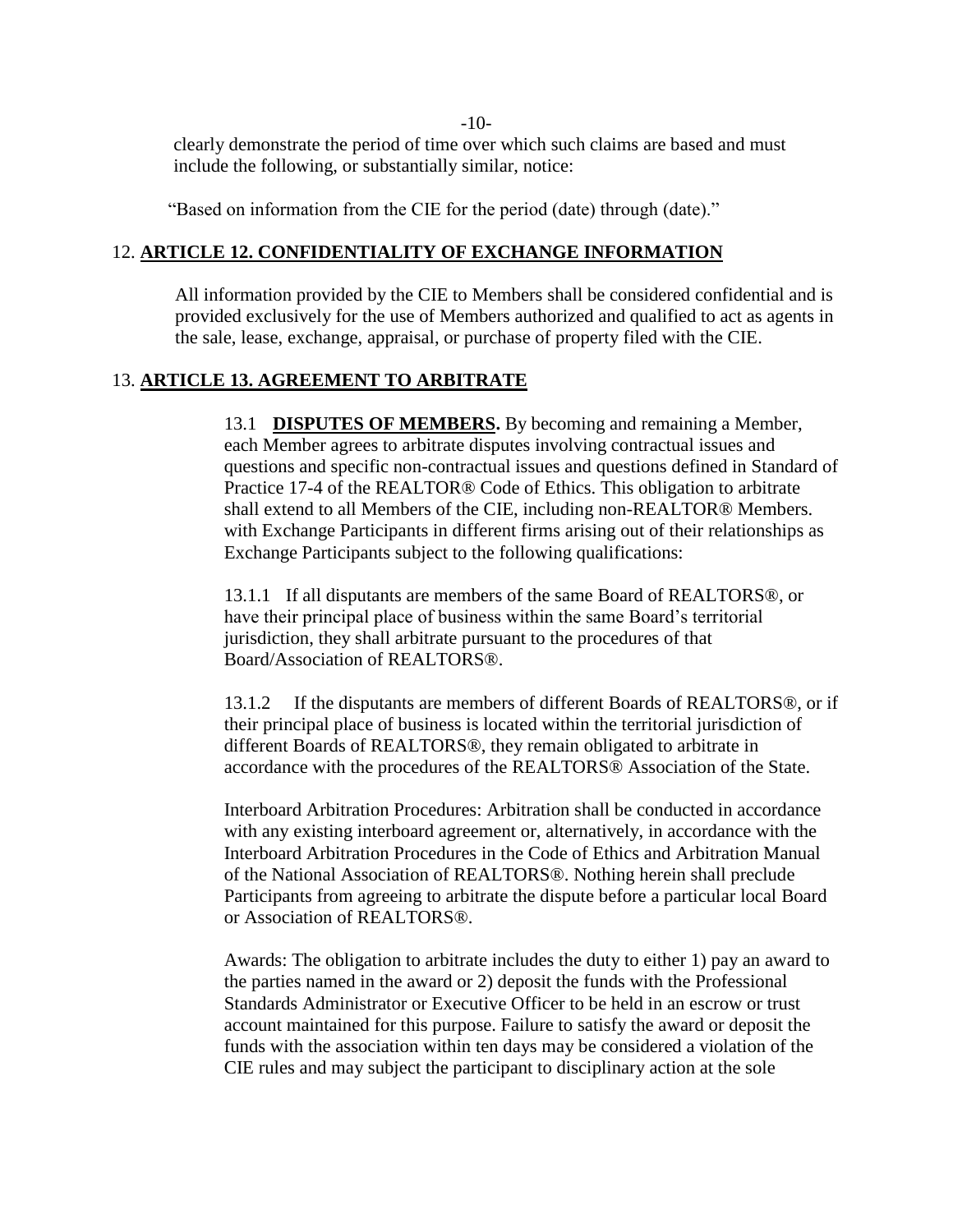clearly demonstrate the period of time over which such claims are based and must include the following, or substantially similar, notice:

"Based on information from the CIE for the period (date) through (date)."

## 12. ARTICLE 12. CONFIDENTIALITY OF EXCHANGE INFORMATION

All information provided by the CIE to Members shall be considered confidential and is provided exclusively for the use of Members authorized and qualified to act as agents in the sale, lease, exchange, appraisal, or purchase of property filed with the CIE.

## 13. ARTICLE 13. AGREEMENT TO ARBITRATE

13.1 **DISPUTES OF MEMBERS.** By becoming and remaining a Member, each Member agrees to arbitrate disputes involving contractual issues and questions and specific non-contractual issues and questions defined in Standard of Practice 17-4 of the REALTOR® Code of Ethics. This obligation to arbitrate shall extend to all Members of the CIE, including non-REALTOR® Members. with Exchange Participants in different firms arising out of their relationships as Exchange Participants subject to the following qualifications:

13.1.1 If all disputants are members of the same Board of REALTORS®, or have their principal place of business within the same Board's territorial jurisdiction, they shall arbitrate pursuant to the procedures of that Board/Association of REALTORS®.

13.1.2 If the disputants are members of different Boards of REALTORS®, or if their principal place of business is located within the territorial jurisdiction of different Boards of REALTORS®, they remain obligated to arbitrate in accordance with the procedures of the REALTORS® Association of the State.

Interboard Arbitration Procedures: Arbitration shall be conducted in accordance with any existing interboard agreement or, alternatively, in accordance with the Interboard Arbitration Procedures in the Code of Ethics and Arbitration Manual of the National Association of REALTORS®. Nothing herein shall preclude Participants from agreeing to arbitrate the dispute before a particular local Board or Association of REALTORS®.

Awards: The obligation to arbitrate includes the duty to either 1) pay an award to the parties named in the award or 2) deposit the funds with the Professional Standards Administrator or Executive Officer to be held in an escrow or trust account maintained for this purpose. Failure to satisfy the award or deposit the funds with the association within ten days may be considered a violation of the CIE rules and may subject the participant to disciplinary action at the sole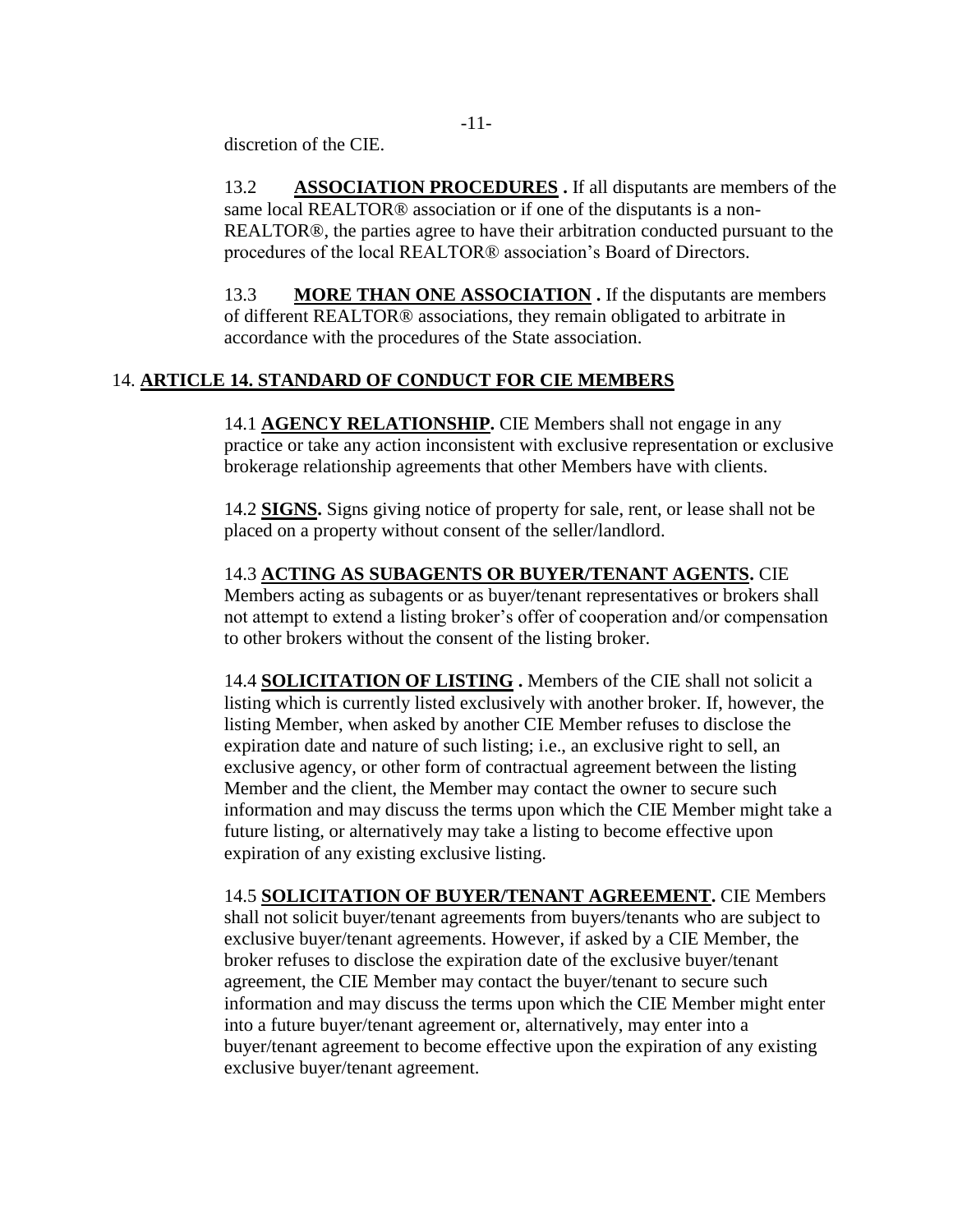discretion of the CIE.

13.2 **ASSOCIATION PROCEDURES .** If all disputants are members of the same local REALTOR® association or if one of the disputants is a non-REALTOR®, the parties agree to have their arbitration conducted pursuant to the procedures of the local REALTOR® association's Board of Directors.

13.3 **MORE THAN ONE ASSOCIATION .** If the disputants are members of different REALTOR® associations, they remain obligated to arbitrate in accordance with the procedures of the State association.

## 14. ARTICLE 14. STANDARD OF CONDUCT FOR CIE MEMBERS

14.1 **AGENCY RELATIONSHIP.** CIE Members shall not engage in any practice or take any action inconsistent with exclusive representation or exclusive brokerage relationship agreements that other Members have with clients.

14.2 **SIGNS.** Signs giving notice of property for sale, rent, or lease shall not be placed on a property without consent of the seller/landlord.

14.3 **ACTING AS SUBAGENTS OR BUYER/TENANT AGENTS.** CIE Members acting as subagents or as buyer/tenant representatives or brokers shall not attempt to extend a listing broker's offer of cooperation and/or compensation to other brokers without the consent of the listing broker.

14.4 **SOLICITATION OF LISTING .** Members of the CIE shall not solicit a listing which is currently listed exclusively with another broker. If, however, the listing Member, when asked by another CIE Member refuses to disclose the expiration date and nature of such listing; i.e., an exclusive right to sell, an exclusive agency, or other form of contractual agreement between the listing Member and the client, the Member may contact the owner to secure such information and may discuss the terms upon which the CIE Member might take a future listing, or alternatively may take a listing to become effective upon expiration of any existing exclusive listing.

14.5 **SOLICITATION OF BUYER/TENANT AGREEMENT.** CIE Members shall not solicit buyer/tenant agreements from buyers/tenants who are subject to exclusive buyer/tenant agreements. However, if asked by a CIE Member, the broker refuses to disclose the expiration date of the exclusive buyer/tenant agreement, the CIE Member may contact the buyer/tenant to secure such information and may discuss the terms upon which the CIE Member might enter into a future buyer/tenant agreement or, alternatively, may enter into a buyer/tenant agreement to become effective upon the expiration of any existing exclusive buyer/tenant agreement.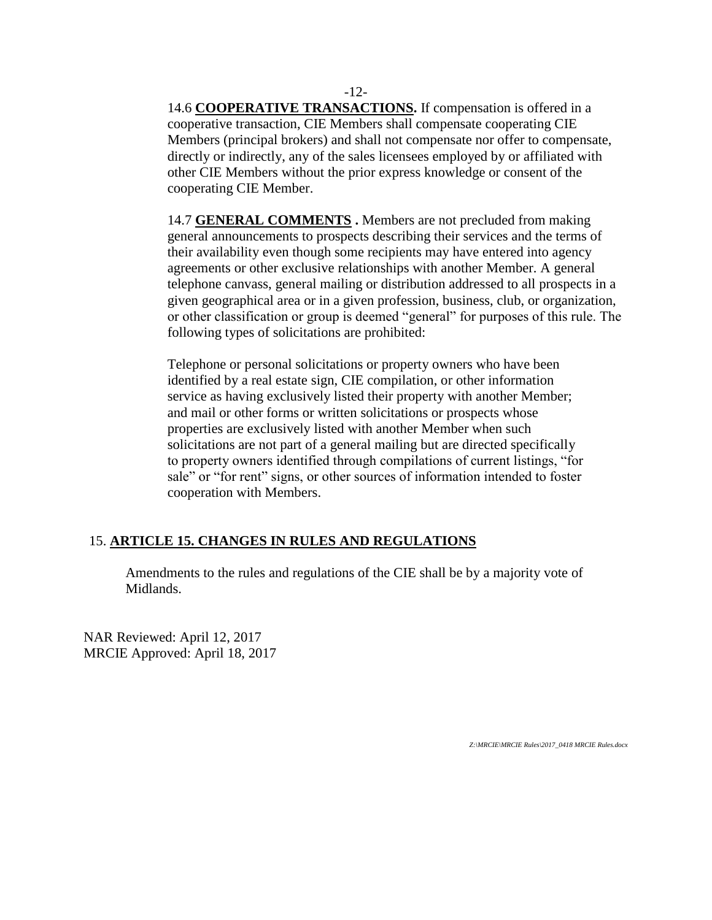14.6 **COOPERATIVE TRANSACTIONS.** If compensation is offered in a cooperative transaction, CIE Members shall compensate cooperating CIE Members (principal brokers) and shall not compensate nor offer to compensate, directly or indirectly, any of the sales licensees employed by or affiliated with other CIE Members without the prior express knowledge or consent of the cooperating CIE Member.

14.7 **GENERAL COMMENTS .** Members are not precluded from making general announcements to prospects describing their services and the terms of their availability even though some recipients may have entered into agency agreements or other exclusive relationships with another Member. A general telephone canvass, general mailing or distribution addressed to all prospects in a given geographical area or in a given profession, business, club, or organization, or other classification or group is deemed "general" for purposes of this rule. The following types of solicitations are prohibited:

Telephone or personal solicitations or property owners who have been identified by a real estate sign, CIE compilation, or other information service as having exclusively listed their property with another Member; and mail or other forms or written solicitations or prospects whose properties are exclusively listed with another Member when such solicitations are not part of a general mailing but are directed specifically to property owners identified through compilations of current listings, "for sale" or "for rent" signs, or other sources of information intended to foster cooperation with Members.

## 15. ARTICLE 15. CHANGES IN RULES AND REGULATIONS

Amendments to the rules and regulations of the CIE shall be by a majority vote of Midlands.

NAR Reviewed: April 12, 2017
MRCIE Approved: April 18, 2017

*Z:\MRCIE\MRCIE Rules\2017_0418 MRCIE Rules.docx*